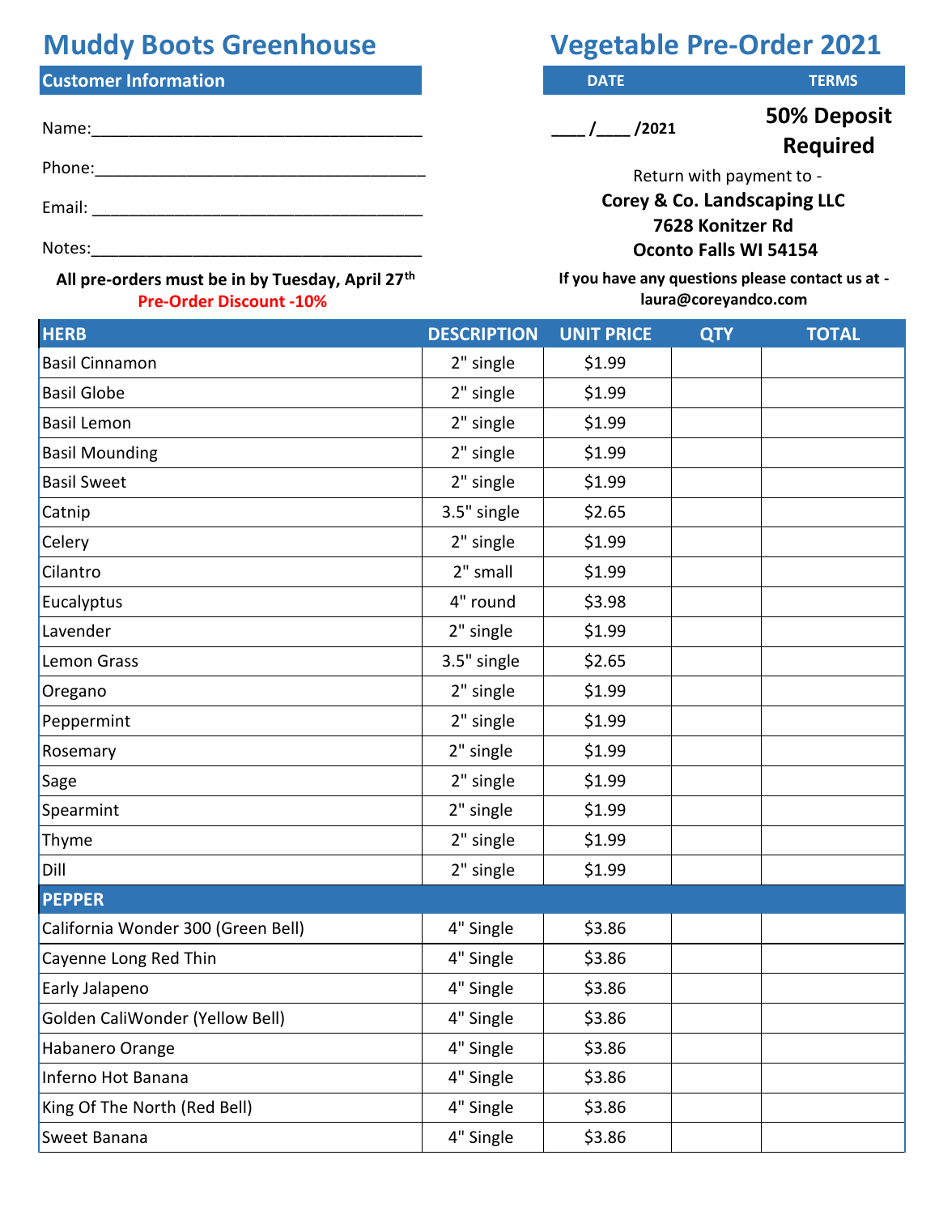# Muddy Boots Greenhouse

# Vegetable Pre-Order 2021

**Customer Information**

Name:_____________________________________

Phone:_____________________________________

Email: _____________________________________

Notes:_____________________________________

**All pre-orders must be in by Tuesday, April 27th**

**Pre-Order Discount -10%**

| DATE | TERMS |
|---|---|
| ____ /____ /2021 | **50% Deposit Required** |

Return with payment to -

**Corey & Co. Landscaping LLC**
**7628 Konitzer Rd**
**Oconto Falls WI 54154**

**If you have any questions please contact us at - laura@coreyandco.com**

| HERB | DESCRIPTION | UNIT PRICE | QTY | TOTAL |
|---|---|---|---|---|
| Basil Cinnamon | 2" single | $1.99 | | |
| Basil Globe | 2" single | $1.99 | | |
| Basil Lemon | 2" single | $1.99 | | |
| Basil Mounding | 2" single | $1.99 | | |
| Basil Sweet | 2" single | $1.99 | | |
| Catnip | 3.5" single | $2.65 | | |
| Celery | 2" single | $1.99 | | |
| Cilantro | 2" small | $1.99 | | |
| Eucalyptus | 4" round | $3.98 | | |
| Lavender | 2" single | $1.99 | | |
| Lemon Grass | 3.5" single | $2.65 | | |
| Oregano | 2" single | $1.99 | | |
| Peppermint | 2" single | $1.99 | | |
| Rosemary | 2" single | $1.99 | | |
| Sage | 2" single | $1.99 | | |
| Spearmint | 2" single | $1.99 | | |
| Thyme | 2" single | $1.99 | | |
| Dill | 2" single | $1.99 | | |
| **PEPPER** | | | | |
| California Wonder 300 (Green Bell) | 4" Single | $3.86 | | |
| Cayenne Long Red Thin | 4" Single | $3.86 | | |
| Early Jalapeno | 4" Single | $3.86 | | |
| Golden CaliWonder (Yellow Bell) | 4" Single | $3.86 | | |
| Habanero Orange | 4" Single | $3.86 | | |
| Inferno Hot Banana | 4" Single | $3.86 | | |
| King Of The North (Red Bell) | 4" Single | $3.86 | | |
| Sweet Banana | 4" Single | $3.86 | | |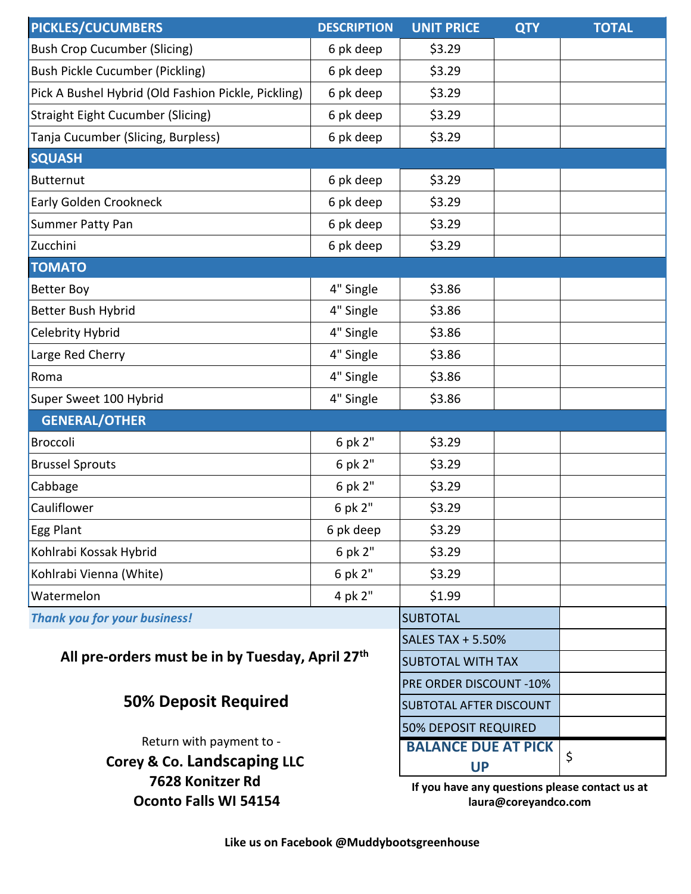| PICKLES/CUCUMBERS | DESCRIPTION | UNIT PRICE | QTY | TOTAL |
|---|---|---|---|---|
| Bush Crop Cucumber (Slicing) | 6 pk deep | $3.29 | | |
| Bush Pickle Cucumber (Pickling) | 6 pk deep | $3.29 | | |
| Pick A Bushel Hybrid (Old Fashion Pickle, Pickling) | 6 pk deep | $3.29 | | |
| Straight Eight Cucumber (Slicing) | 6 pk deep | $3.29 | | |
| Tanja Cucumber (Slicing, Burpless) | 6 pk deep | $3.29 | | |
| **SQUASH** | | | | |
| Butternut | 6 pk deep | $3.29 | | |
| Early Golden Crookneck | 6 pk deep | $3.29 | | |
| Summer Patty Pan | 6 pk deep | $3.29 | | |
| Zucchini | 6 pk deep | $3.29 | | |
| **TOMATO** | | | | |
| Better Boy | 4" Single | $3.86 | | |
| Better Bush Hybrid | 4" Single | $3.86 | | |
| Celebrity Hybrid | 4" Single | $3.86 | | |
| Large Red Cherry | 4" Single | $3.86 | | |
| Roma | 4" Single | $3.86 | | |
| Super Sweet 100 Hybrid | 4" Single | $3.86 | | |
| **GENERAL/OTHER** | | | | |
| Broccoli | 6 pk 2" | $3.29 | | |
| Brussel Sprouts | 6 pk 2" | $3.29 | | |
| Cabbage | 6 pk 2" | $3.29 | | |
| Cauliflower | 6 pk 2" | $3.29 | | |
| Egg Plant | 6 pk deep | $3.29 | | |
| Kohlrabi Kossak Hybrid | 6 pk 2" | $3.29 | | |
| Kohlrabi Vienna (White) | 6 pk 2" | $3.29 | | |
| Watermelon | 4 pk 2" | $1.99 | | |

*Thank you for your business!*

| | |
|---|---|
| SUBTOTAL | |
| SALES TAX + 5.50% | |
| SUBTOTAL WITH TAX | |
| PRE ORDER DISCOUNT -10% | |
| SUBTOTAL AFTER DISCOUNT | |
| 50% DEPOSIT REQUIRED | |
| **BALANCE DUE AT PICK UP** | $ |

**All pre-orders must be in by Tuesday, April 27th**

**50% Deposit Required**

Return with payment to -

**Corey & Co. Landscaping LLC**
**7628 Konitzer Rd**
**Oconto Falls WI 54154**

**If you have any questions please contact us at laura@coreyandco.com**

**Like us on Facebook @Muddybootsgreenhouse**